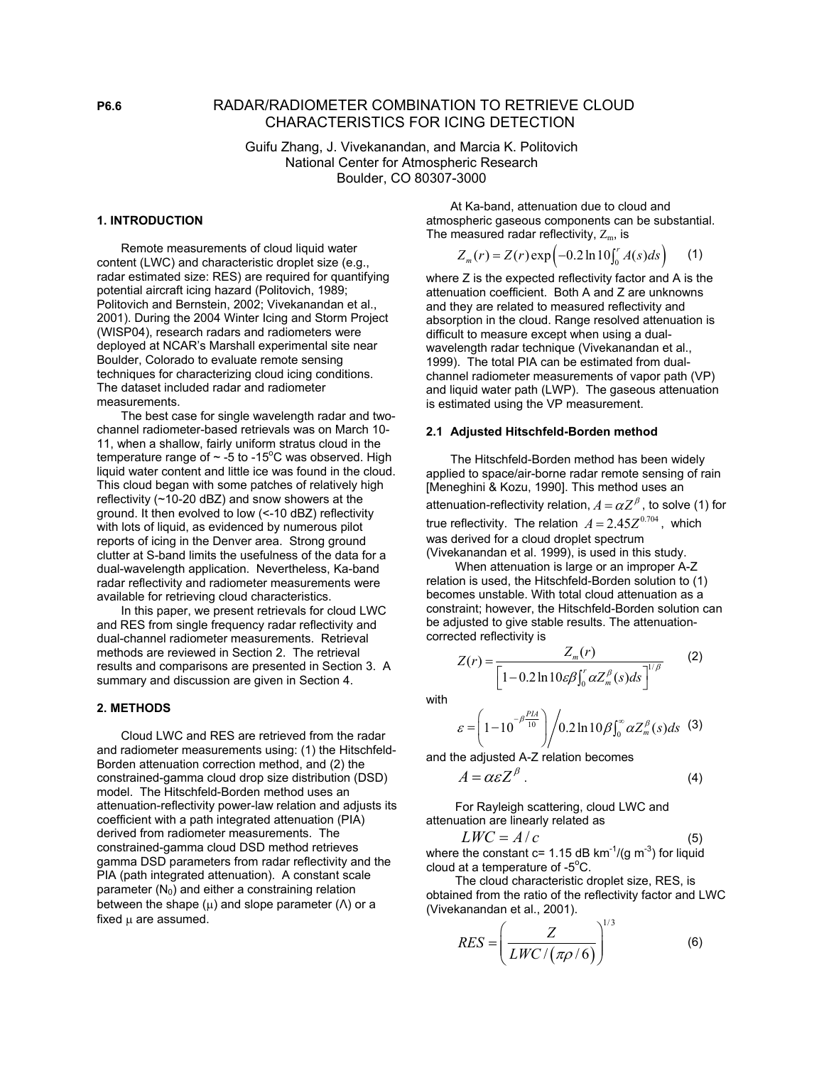P6.6

# RADAR/RADIOMETER COMBINATION TO RETRIEVE CLOUD CHARACTERISTICS FOR ICING DETECTION

Guifu Zhang, J. Vivekanandan, and Marcia K. Politovich
National Center for Atmospheric Research
Boulder, CO 80307-3000

## 1. INTRODUCTION

Remote measurements of cloud liquid water content (LWC) and characteristic droplet size (e.g., radar estimated size: RES) are required for quantifying potential aircraft icing hazard (Politovich, 1989; Politovich and Bernstein, 2002; Vivekanandan et al., 2001). During the 2004 Winter Icing and Storm Project (WISP04), research radars and radiometers were deployed at NCAR's Marshall experimental site near Boulder, Colorado to evaluate remote sensing techniques for characterizing cloud icing conditions. The dataset included radar and radiometer measurements.

The best case for single wavelength radar and two-channel radiometer-based retrievals was on March 10-11, when a shallow, fairly uniform stratus cloud in the temperature range of ~ -5 to -15°C was observed. High liquid water content and little ice was found in the cloud. This cloud began with some patches of relatively high reflectivity (~10-20 dBZ) and snow showers at the ground. It then evolved to low (<-10 dBZ) reflectivity with lots of liquid, as evidenced by numerous pilot reports of icing in the Denver area. Strong ground clutter at S-band limits the usefulness of the data for a dual-wavelength application. Nevertheless, Ka-band radar reflectivity and radiometer measurements were available for retrieving cloud characteristics.

In this paper, we present retrievals for cloud LWC and RES from single frequency radar reflectivity and dual-channel radiometer measurements. Retrieval methods are reviewed in Section 2. The retrieval results and comparisons are presented in Section 3. A summary and discussion are given in Section 4.

## 2. METHODS

Cloud LWC and RES are retrieved from the radar and radiometer measurements using: (1) the Hitschfeld-Borden attenuation correction method, and (2) the constrained-gamma cloud drop size distribution (DSD) model. The Hitschfeld-Borden method uses an attenuation-reflectivity power-law relation and adjusts its coefficient with a path integrated attenuation (PIA) derived from radiometer measurements. The constrained-gamma cloud DSD method retrieves gamma DSD parameters from radar reflectivity and the PIA (path integrated attenuation). A constant scale parameter ($N_0$) and either a constraining relation between the shape ($\mu$) and slope parameter ($\Lambda$) or a fixed $\mu$ are assumed.

At Ka-band, attenuation due to cloud and atmospheric gaseous components can be substantial. The measured radar reflectivity, $Z_m$, is

$$Z_m(r) = Z(r)\exp\left(-0.2\ln 10\int_0^r A(s)ds\right) \qquad (1)$$

where Z is the expected reflectivity factor and A is the attenuation coefficient. Both A and Z are unknowns and they are related to measured reflectivity and absorption in the cloud. Range resolved attenuation is difficult to measure except when using a dual-wavelength radar technique (Vivekanandan et al., 1999). The total PIA can be estimated from dual-channel radiometer measurements of vapor path (VP) and liquid water path (LWP). The gaseous attenuation is estimated using the VP measurement.

### 2.1 Adjusted Hitschfeld-Borden method

The Hitschfeld-Borden method has been widely applied to space/air-borne radar remote sensing of rain [Meneghini & Kozu, 1990]. This method uses an attenuation-reflectivity relation, $A = \alpha Z^{\beta}$, to solve (1) for true reflectivity. The relation $A = 2.45 Z^{0.704}$, which was derived for a cloud droplet spectrum (Vivekanandan et al. 1999), is used in this study.

When attenuation is large or an improper A-Z relation is used, the Hitschfeld-Borden solution to (1) becomes unstable. With total cloud attenuation as a constraint; however, the Hitschfeld-Borden solution can be adjusted to give stable results. The attenuation-corrected reflectivity is

$$Z(r) = \frac{Z_m(r)}{\left[1 - 0.2\ln 10\,\varepsilon\beta\int_0^r \alpha Z_m^{\beta}(s)ds\right]^{1/\beta}} \qquad (2)$$

with

$$\varepsilon = \left(1 - 10^{-\beta\frac{PIA}{10}}\right) \Big/ 0.2\ln 10\,\beta\int_0^{\infty} \alpha Z_m^{\beta}(s)ds \qquad (3)$$

and the adjusted A-Z relation becomes

$$A = \alpha\varepsilon Z^{\beta}. \qquad (4)$$

For Rayleigh scattering, cloud LWC and attenuation are linearly related as

$$LWC = A/c \qquad (5)$$

where the constant c= 1.15 dB km$^{-1}$/(g m$^{-3}$) for liquid cloud at a temperature of -5°C.

The cloud characteristic droplet size, RES, is obtained from the ratio of the reflectivity factor and LWC (Vivekanandan et al., 2001).

$$RES = \left(\frac{Z}{LWC/\left(\pi\rho/6\right)}\right)^{1/3} \qquad (6)$$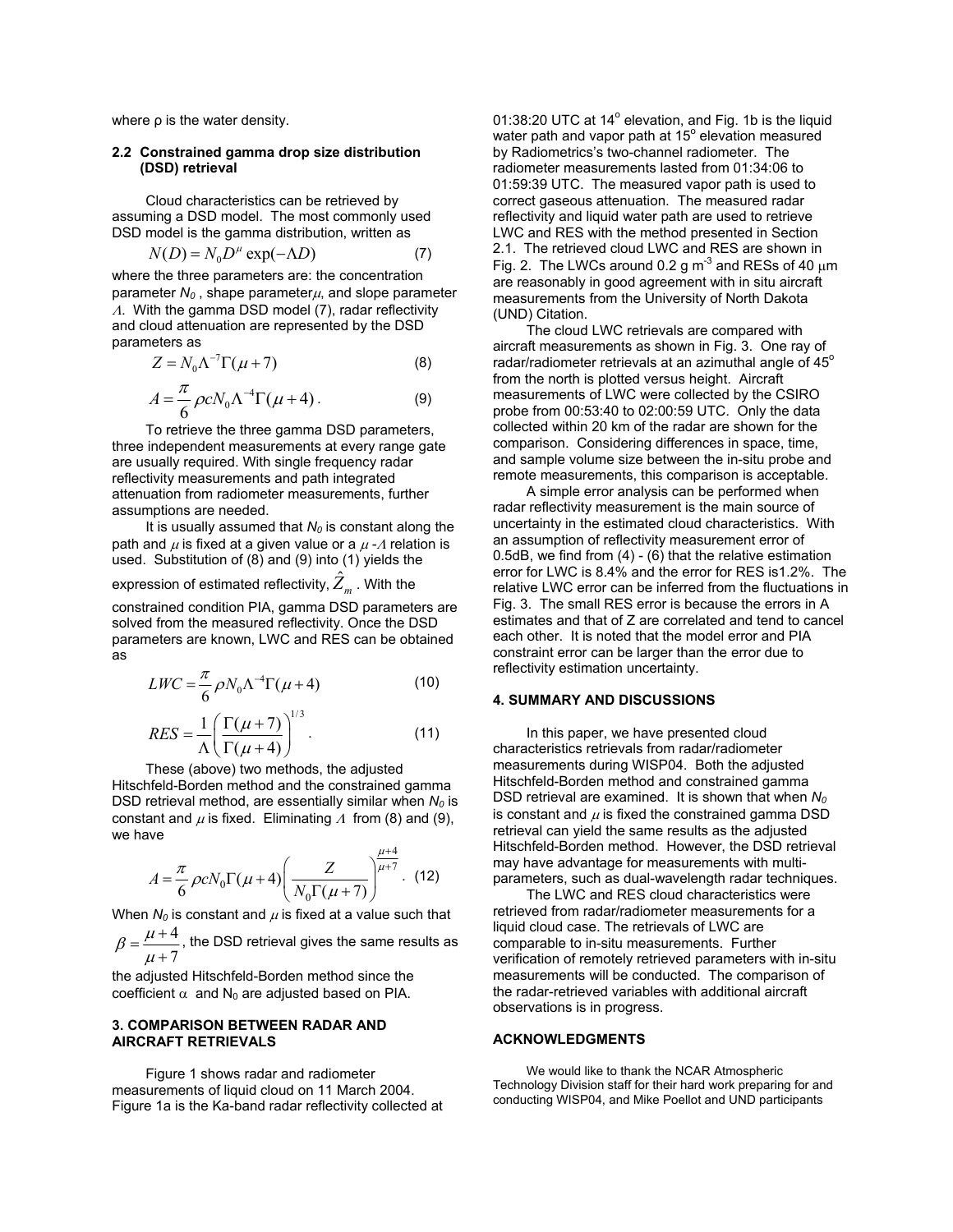where ρ is the water density.

### 2.2 Constrained gamma drop size distribution (DSD) retrieval

Cloud characteristics can be retrieved by assuming a DSD model. The most commonly used DSD model is the gamma distribution, written as

$$N(D) = N_0 D^{\mu} \exp(-\Lambda D) \tag{7}$$

where the three parameters are: the concentration parameter $N_0$, shape parameter $\mu$, and slope parameter $\Lambda$. With the gamma DSD model (7), radar reflectivity and cloud attenuation are represented by the DSD parameters as

$$Z = N_0 \Lambda^{-7} \Gamma(\mu + 7) \tag{8}$$

$$A = \frac{\pi}{6} \rho c N_0 \Lambda^{-4} \Gamma(\mu + 4) . \tag{9}$$

To retrieve the three gamma DSD parameters, three independent measurements at every range gate are usually required. With single frequency radar reflectivity measurements and path integrated attenuation from radiometer measurements, further assumptions are needed.

It is usually assumed that $N_0$ is constant along the path and $\mu$ is fixed at a given value or a $\mu$-$\Lambda$ relation is used. Substitution of (8) and (9) into (1) yields the expression of estimated reflectivity, $\hat{Z}_m$. With the constrained condition PIA, gamma DSD parameters are solved from the measured reflectivity. Once the DSD parameters are known, LWC and RES can be obtained as

$$LWC = \frac{\pi}{6} \rho N_0 \Lambda^{-4} \Gamma(\mu + 4) \tag{10}$$

$$RES = \frac{1}{\Lambda} \left( \frac{\Gamma(\mu + 7)}{\Gamma(\mu + 4)} \right)^{1/3} . \tag{11}$$

These (above) two methods, the adjusted Hitschfeld-Borden method and the constrained gamma DSD retrieval method, are essentially similar when $N_0$ is constant and $\mu$ is fixed. Eliminating $\Lambda$ from (8) and (9), we have

$$A = \frac{\pi}{6} \rho c N_0 \Gamma(\mu + 4) \left( \frac{Z}{N_0 \Gamma(\mu + 7)} \right)^{\frac{\mu+4}{\mu+7}} . \tag{12}$$

When $N_0$ is constant and $\mu$ is fixed at a value such that $\beta = \frac{\mu + 4}{\mu + 7}$, the DSD retrieval gives the same results as the adjusted Hitschfeld-Borden method since the coefficient $\alpha$ and $N_0$ are adjusted based on PIA.

## 3. COMPARISON BETWEEN RADAR AND AIRCRAFT RETRIEVALS

Figure 1 shows radar and radiometer measurements of liquid cloud on 11 March 2004. Figure 1a is the Ka-band radar reflectivity collected at 01:38:20 UTC at 14° elevation, and Fig. 1b is the liquid water path and vapor path at 15° elevation measured by Radiometrics's two-channel radiometer. The radiometer measurements lasted from 01:34:06 to 01:59:39 UTC. The measured vapor path is used to correct gaseous attenuation. The measured radar reflectivity and liquid water path are used to retrieve LWC and RES with the method presented in Section 2.1. The retrieved cloud LWC and RES are shown in Fig. 2. The LWCs around 0.2 g m$^{-3}$ and RESs of 40 μm are reasonably in good agreement with in situ aircraft measurements from the University of North Dakota (UND) Citation.

The cloud LWC retrievals are compared with aircraft measurements as shown in Fig. 3. One ray of radar/radiometer retrievals at an azimuthal angle of 45° from the north is plotted versus height. Aircraft measurements of LWC were collected by the CSIRO probe from 00:53:40 to 02:00:59 UTC. Only the data collected within 20 km of the radar are shown for the comparison. Considering differences in space, time, and sample volume size between the in-situ probe and remote measurements, this comparison is acceptable.

A simple error analysis can be performed when radar reflectivity measurement is the main source of uncertainty in the estimated cloud characteristics. With an assumption of reflectivity measurement error of 0.5dB, we find from (4) - (6) that the relative estimation error for LWC is 8.4% and the error for RES is1.2%. The relative LWC error can be inferred from the fluctuations in Fig. 3. The small RES error is because the errors in A estimates and that of Z are correlated and tend to cancel each other. It is noted that the model error and PIA constraint error can be larger than the error due to reflectivity estimation uncertainty.

## 4. SUMMARY AND DISCUSSIONS

In this paper, we have presented cloud characteristics retrievals from radar/radiometer measurements during WISP04. Both the adjusted Hitschfeld-Borden method and constrained gamma DSD retrieval are examined. It is shown that when $N_0$ is constant and $\mu$ is fixed the constrained gamma DSD retrieval can yield the same results as the adjusted Hitschfeld-Borden method. However, the DSD retrieval may have advantage for measurements with multi-parameters, such as dual-wavelength radar techniques.

The LWC and RES cloud characteristics were retrieved from radar/radiometer measurements for a liquid cloud case. The retrievals of LWC are comparable to in-situ measurements. Further verification of remotely retrieved parameters with in-situ measurements will be conducted. The comparison of the radar-retrieved variables with additional aircraft observations is in progress.

## ACKNOWLEDGMENTS

We would like to thank the NCAR Atmospheric Technology Division staff for their hard work preparing for and conducting WISP04, and Mike Poellot and UND participants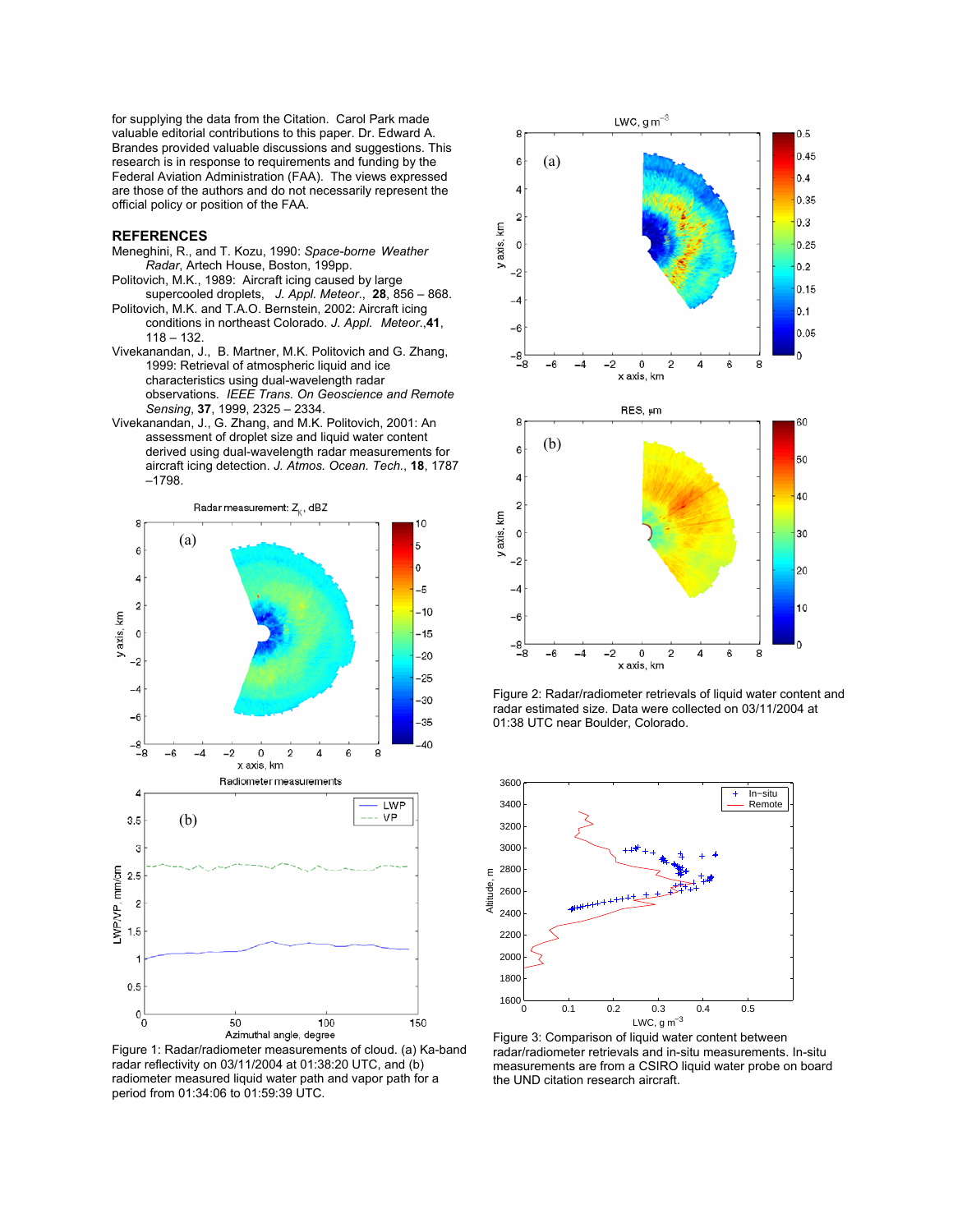for supplying the data from the Citation. Carol Park made valuable editorial contributions to this paper. Dr. Edward A. Brandes provided valuable discussions and suggestions. This research is in response to requirements and funding by the Federal Aviation Administration (FAA). The views expressed are those of the authors and do not necessarily represent the official policy or position of the FAA.

## REFERENCES

Meneghini, R., and T. Kozu, 1990: *Space-borne Weather Radar*, Artech House, Boston, 199pp.

Politovich, M.K., 1989: Aircraft icing caused by large supercooled droplets, *J. Appl. Meteor.*, **28**, 856 – 868.

Politovich, M.K. and T.A.O. Bernstein, 2002: Aircraft icing conditions in northeast Colorado. *J. Appl. Meteor.*,**41**, 118 – 132.

Vivekanandan, J., B. Martner, M.K. Politovich and G. Zhang, 1999: Retrieval of atmospheric liquid and ice characteristics using dual-wavelength radar observations. *IEEE Trans. On Geoscience and Remote Sensing*, **37**, 1999, 2325 – 2334.

Vivekanandan, J., G. Zhang, and M.K. Politovich, 2001: An assessment of droplet size and liquid water content derived using dual-wavelength radar measurements for aircraft icing detection. *J. Atmos. Ocean. Tech.*, **18**, 1787 –1798.

Radar measurement: $Z_K$, dBZ

(a)

Radiometer measurements

(b)

LWP

VP

Azimuthal angle, degree

LWP/VP, mm/cm

Figure 1: Radar/radiometer measurements of cloud. (a) Ka-band radar reflectivity on 03/11/2004 at 01:38:20 UTC, and (b) radiometer measured liquid water path and vapor path for a period from 01:34:06 to 01:59:39 UTC.

LWC, g m$^{-3}$

(a)

RES, μm

(b)

Figure 2: Radar/radiometer retrievals of liquid water content and radar estimated size. Data were collected on 03/11/2004 at 01:38 UTC near Boulder, Colorado.

In–situ

Remote

Altitude, m

LWC, g m$^{-3}$

Figure 3: Comparison of liquid water content between radar/radiometer retrievals and in-situ measurements. In-situ measurements are from a CSIRO liquid water probe on board the UND citation research aircraft.